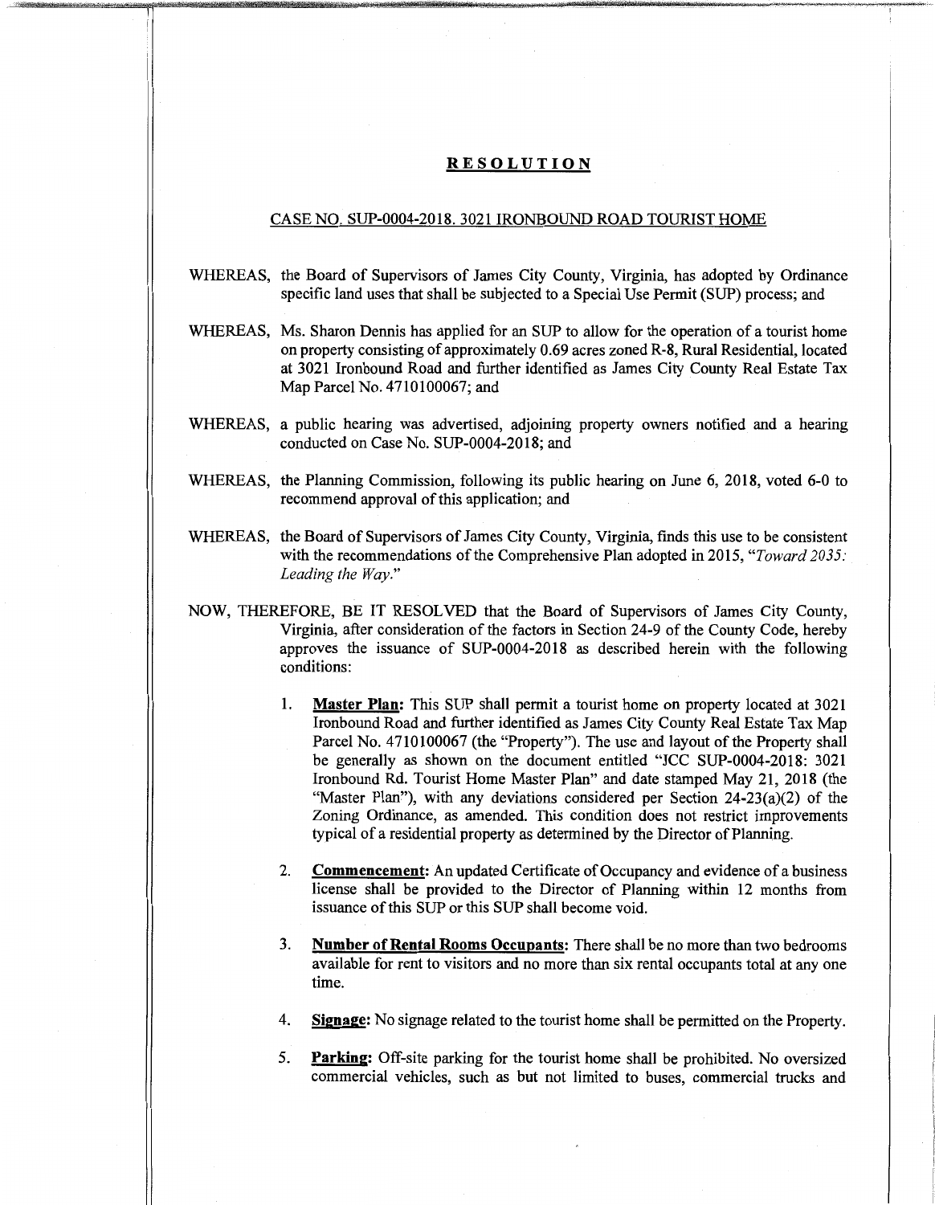# RESOLUTION

## CASE NO. SUP-0004-2018. 3021 IRONBOUND ROAD TOURIST HOME

WHEREAS, the Board of Supervisors of James City County, Virginia, has adopted by Ordinance specific land uses that shall be subjected to a Special Use Permit (SUP) process; and

WHEREAS, Ms. Sharon Dennis has applied for an SUP to allow for the operation of a tourist home on property consisting of approximately 0.69 acres zoned R-8, Rural Residential, located at 3021 Ironbound Road and further identified as James City County Real Estate Tax Map Parcel No. 4710100067; and

WHEREAS, a public hearing was advertised, adjoining property owners notified and a hearing conducted on Case No. SUP-0004-2018; and

WHEREAS, the Planning Commission, following its public hearing on June 6, 2018, voted 6-0 to recommend approval of this application; and

WHEREAS, the Board of Supervisors of James City County, Virginia, finds this use to be consistent with the recommendations of the Comprehensive Plan adopted in 2015, "*Toward 2035: Leading the Way.*"

NOW, THEREFORE, BE IT RESOLVED that the Board of Supervisors of James City County, Virginia, after consideration of the factors in Section 24-9 of the County Code, hereby approves the issuance of SUP-0004-2018 as described herein with the following conditions:

1. **Master Plan:** This SUP shall permit a tourist home on property located at 3021 Ironbound Road and further identified as James City County Real Estate Tax Map Parcel No. 4710100067 (the "Property"). The use and layout of the Property shall be generally as shown on the document entitled "JCC SUP-0004-2018: 3021 Ironbound Rd. Tourist Home Master Plan" and date stamped May 21, 2018 (the "Master Plan"), with any deviations considered per Section 24-23(a)(2) of the Zoning Ordinance, as amended. This condition does not restrict improvements typical of a residential property as determined by the Director of Planning.

2. **Commencement:** An updated Certificate of Occupancy and evidence of a business license shall be provided to the Director of Planning within 12 months from issuance of this SUP or this SUP shall become void.

3. **Number of Rental Rooms Occupants:** There shall be no more than two bedrooms available for rent to visitors and no more than six rental occupants total at any one time.

4. **Signage:** No signage related to the tourist home shall be permitted on the Property.

5. **Parking:** Off-site parking for the tourist home shall be prohibited. No oversized commercial vehicles, such as but not limited to buses, commercial trucks and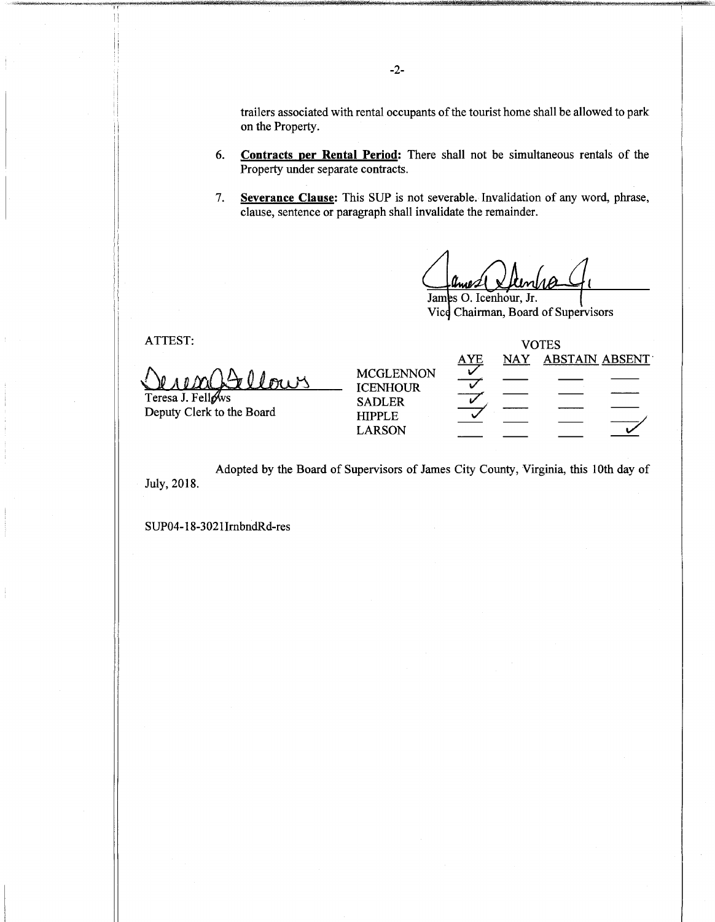trailers associated with rental occupants of the tourist home shall be allowed to park on the Property.

6. **Contracts per Rental Period:** There shall not be simultaneous rentals of the Property under separate contracts.

7. **Severance Clause:** This SUP is not severable. Invalidation of any word, phrase, clause, sentence or paragraph shall invalidate the remainder.

James O. Icenhour, Jr.
Vice Chairman, Board of Supervisors

ATTEST:

Teresa J. Fellows
Deputy Clerk to the Board

| | VOTES | | | |
|---|---|---|---|---|
| | AYE | NAY | ABSTAIN | ABSENT |
| MCGLENNON | ✓ | | | |
| ICENHOUR | ✓ | | | |
| SADLER | ✓ | | | |
| HIPPLE | ✓ | | | |
| LARSON | | | | ✓ |

Adopted by the Board of Supervisors of James City County, Virginia, this 10th day of July, 2018.

SUP04-18-3021IrnbndRd-res